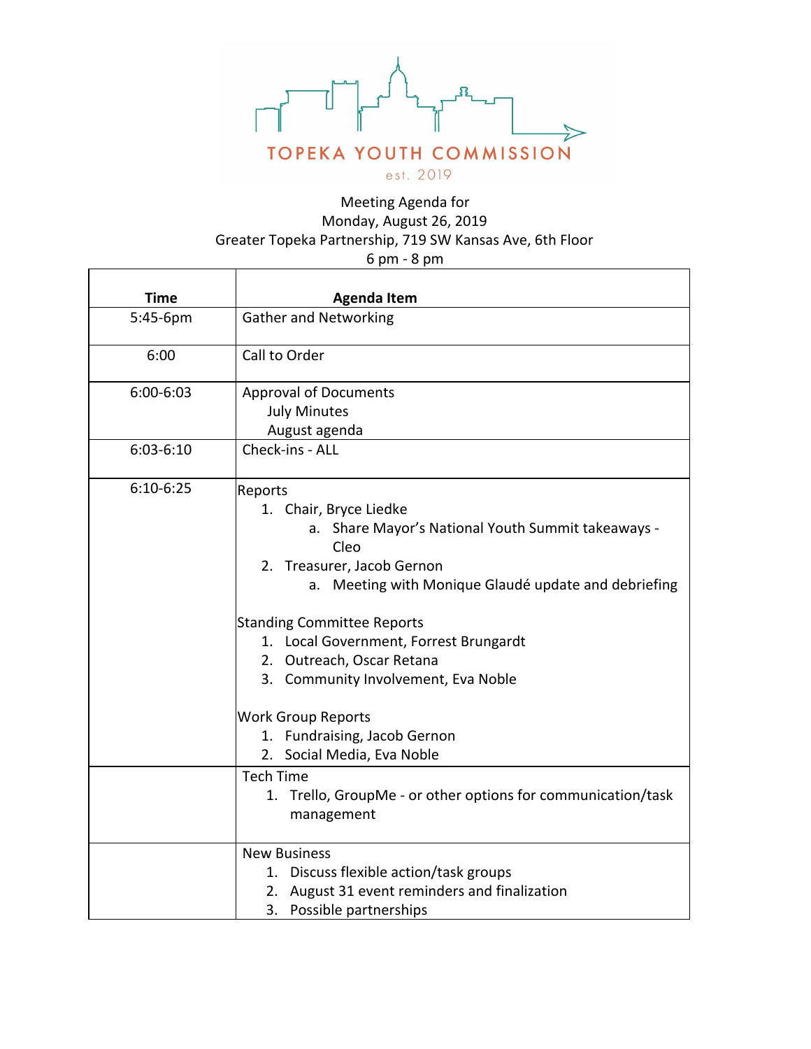# TOPEKA YOUTH COMMISSION

est. 2019

Meeting Agenda for
Monday, August 26, 2019
Greater Topeka Partnership, 719 SW Kansas Ave, 6th Floor
6 pm - 8 pm

| Time | Agenda Item |
|---|---|
| 5:45-6pm | Gather and Networking |
| 6:00 | Call to Order |
| 6:00-6:03 | Approval of Documents<br>July Minutes<br>August agenda |
| 6:03-6:10 | Check-ins - ALL |
| 6:10-6:25 | Reports<br>1. Chair, Bryce Liedke<br>a. Share Mayor's National Youth Summit takeaways - Cleo<br>2. Treasurer, Jacob Gernon<br>a. Meeting with Monique Glaudé update and debriefing<br><br>Standing Committee Reports<br>1. Local Government, Forrest Brungardt<br>2. Outreach, Oscar Retana<br>3. Community Involvement, Eva Noble<br><br>Work Group Reports<br>1. Fundraising, Jacob Gernon<br>2. Social Media, Eva Noble |
| | Tech Time<br>1. Trello, GroupMe - or other options for communication/task management |
| | New Business<br>1. Discuss flexible action/task groups<br>2. August 31 event reminders and finalization<br>3. Possible partnerships |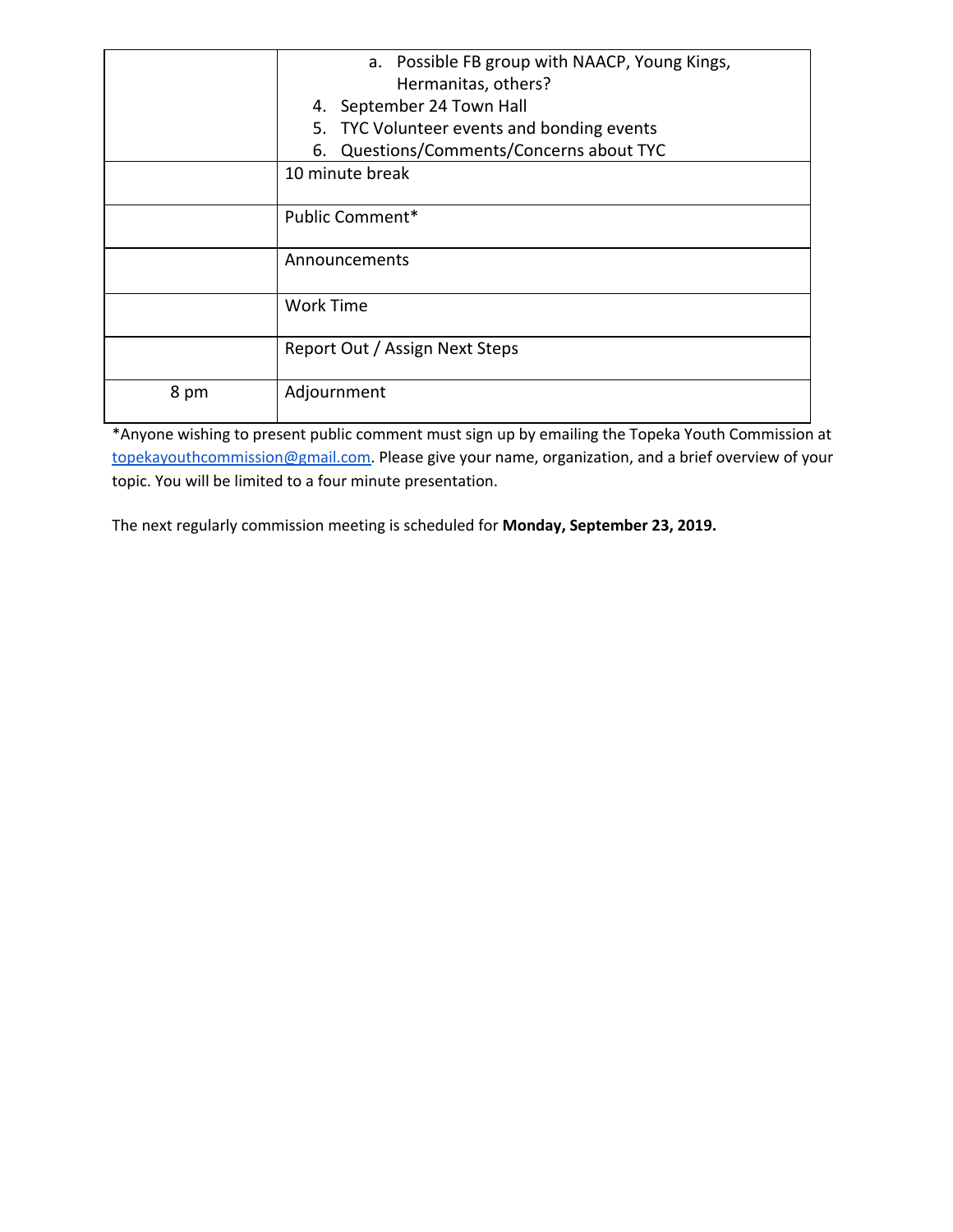| | |
|---|---|
| | a. Possible FB group with NAACP, Young Kings, Hermanitas, others?<br>4. September 24 Town Hall<br>5. TYC Volunteer events and bonding events<br>6. Questions/Comments/Concerns about TYC |
| | 10 minute break |
| | Public Comment* |
| | Announcements |
| | Work Time |
| | Report Out / Assign Next Steps |
| 8 pm | Adjournment |

*Anyone wishing to present public comment must sign up by emailing the Topeka Youth Commission at topekayouthcommission@gmail.com. Please give your name, organization, and a brief overview of your topic. You will be limited to a four minute presentation.

The next regularly commission meeting is scheduled for **Monday, September 23, 2019.**